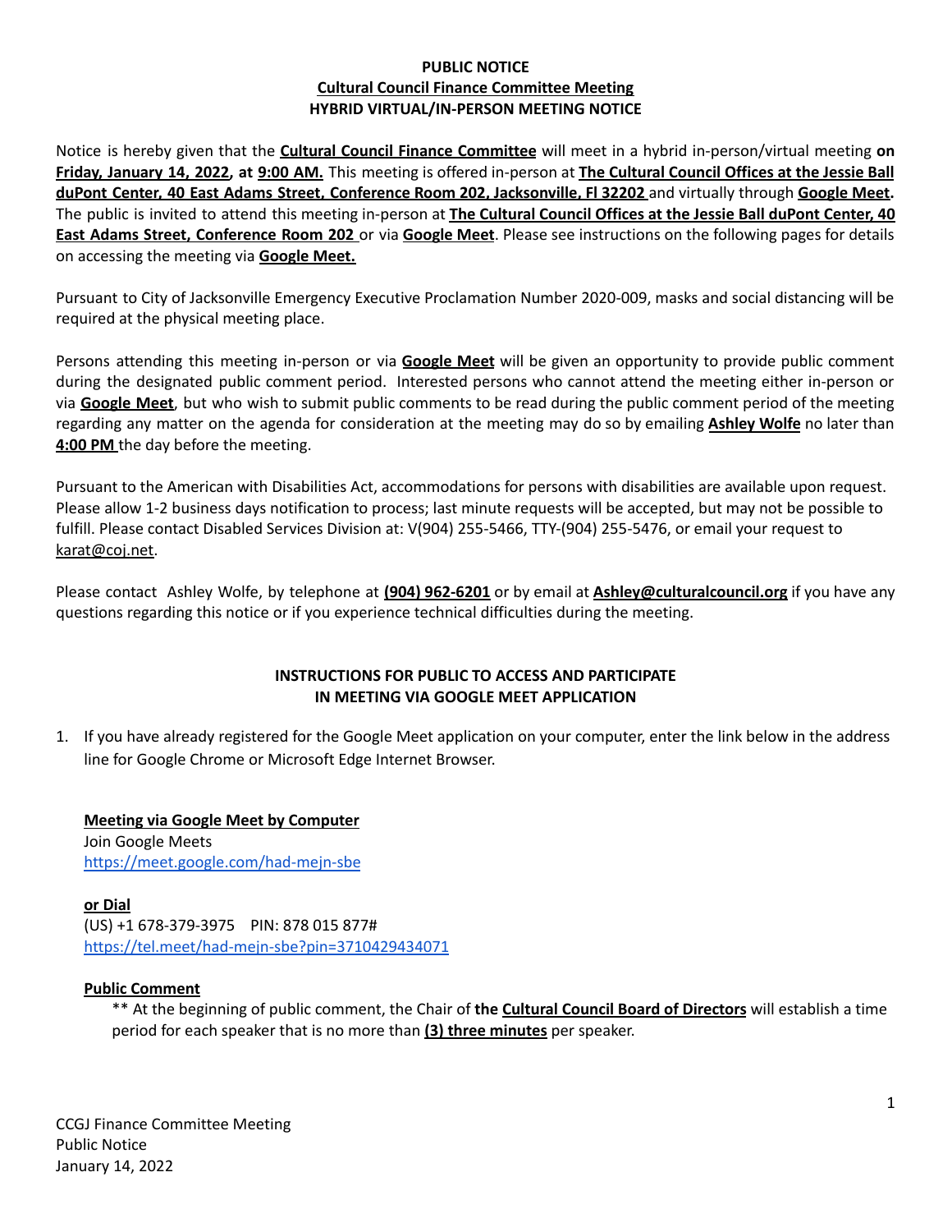**PUBLIC NOTICE**

**Cultural Council Finance Committee Meeting**

**HYBRID VIRTUAL/IN-PERSON MEETING NOTICE**

Notice is hereby given that the **Cultural Council Finance Committee** will meet in a hybrid in-person/virtual meeting **on Friday, January 14, 2022, at 9:00 AM.** This meeting is offered in-person at **The Cultural Council Offices at the Jessie Ball duPont Center, 40 East Adams Street, Conference Room 202, Jacksonville, Fl 32202** and virtually through **Google Meet.** The public is invited to attend this meeting in-person at **The Cultural Council Offices at the Jessie Ball duPont Center, 40 East Adams Street, Conference Room 202** or via **Google Meet**. Please see instructions on the following pages for details on accessing the meeting via **Google Meet.**

Pursuant to City of Jacksonville Emergency Executive Proclamation Number 2020-009, masks and social distancing will be required at the physical meeting place.

Persons attending this meeting in-person or via **Google Meet** will be given an opportunity to provide public comment during the designated public comment period. Interested persons who cannot attend the meeting either in-person or via **Google Meet**, but who wish to submit public comments to be read during the public comment period of the meeting regarding any matter on the agenda for consideration at the meeting may do so by emailing **Ashley Wolfe** no later than **4:00 PM** the day before the meeting.

Pursuant to the American with Disabilities Act, accommodations for persons with disabilities are available upon request. Please allow 1-2 business days notification to process; last minute requests will be accepted, but may not be possible to fulfill. Please contact Disabled Services Division at: V(904) 255-5466, TTY-(904) 255-5476, or email your request to karat@coj.net.

Please contact Ashley Wolfe, by telephone at **(904) 962-6201** or by email at **Ashley@culturalcouncil.org** if you have any questions regarding this notice or if you experience technical difficulties during the meeting.

**INSTRUCTIONS FOR PUBLIC TO ACCESS AND PARTICIPATE IN MEETING VIA GOOGLE MEET APPLICATION**

1. If you have already registered for the Google Meet application on your computer, enter the link below in the address line for Google Chrome or Microsoft Edge Internet Browser.

**Meeting via Google Meet by Computer**

Join Google Meets

https://meet.google.com/had-mejn-sbe

**or Dial**

(US) +1 678-379-3975 PIN: 878 015 877#

https://tel.meet/had-mejn-sbe?pin=3710429434071

**Public Comment**

** At the beginning of public comment, the Chair of **the Cultural Council Board of Directors** will establish a time period for each speaker that is no more than **(3) three minutes** per speaker.

CCGJ Finance Committee Meeting
Public Notice
January 14, 2022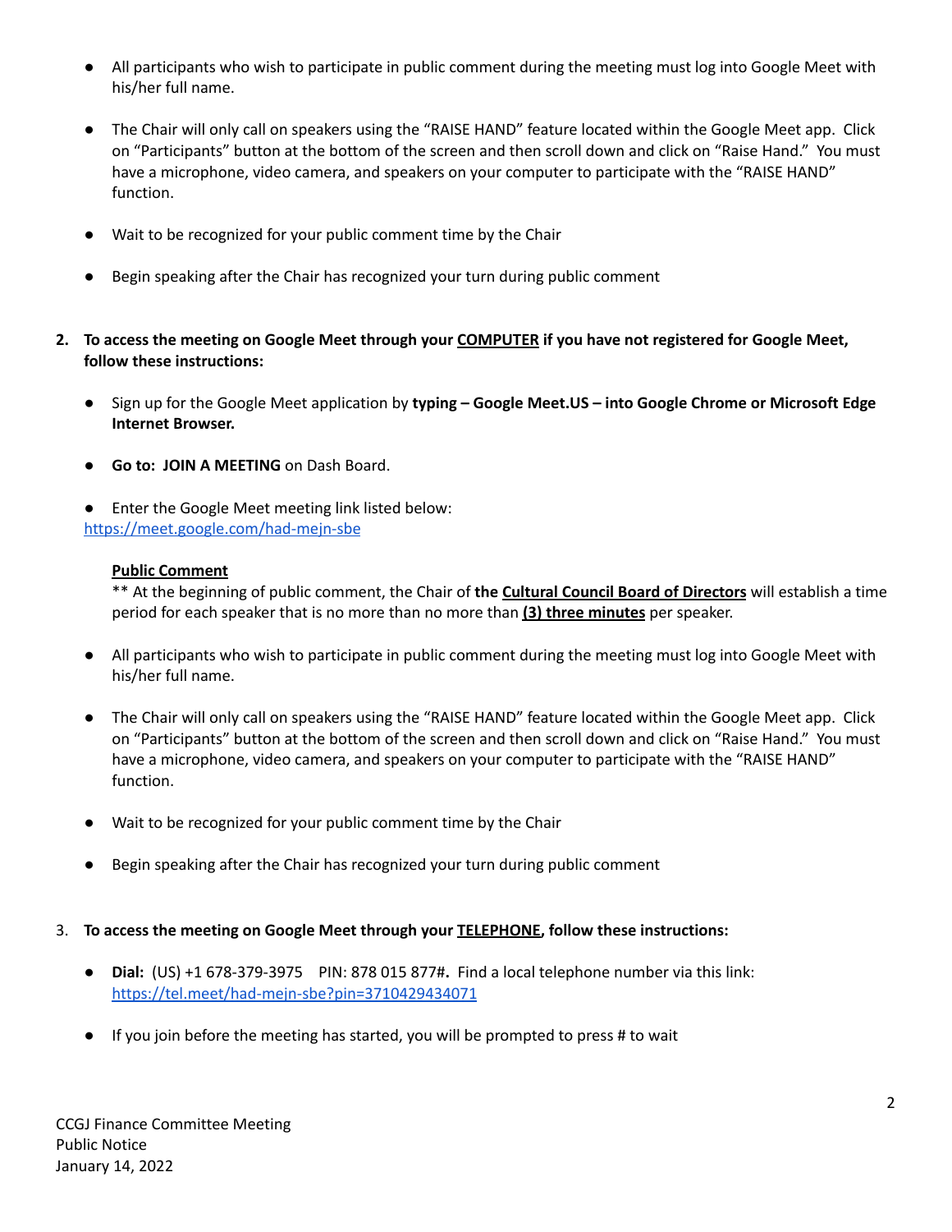- All participants who wish to participate in public comment during the meeting must log into Google Meet with his/her full name.

- The Chair will only call on speakers using the “RAISE HAND” feature located within the Google Meet app. Click on “Participants” button at the bottom of the screen and then scroll down and click on “Raise Hand.” You must have a microphone, video camera, and speakers on your computer to participate with the “RAISE HAND” function.

- Wait to be recognized for your public comment time by the Chair

- Begin speaking after the Chair has recognized your turn during public comment

2. **To access the meeting on Google Meet through your <u>COMPUTER</u> if you have not registered for Google Meet, follow these instructions:**

   - Sign up for the Google Meet application by **typing – Google Meet.US – into Google Chrome or Microsoft Edge Internet Browser.**

   - **Go to: JOIN A MEETING** on Dash Board.

   - Enter the Google Meet meeting link listed below:
   https://meet.google.com/had-mejn-sbe

   **<u>Public Comment</u>**
   ** At the beginning of public comment, the Chair of **the <u>Cultural Council Board of Directors</u>** will establish a time period for each speaker that is no more than no more than **<u>(3) three minutes</u>** per speaker.

   - All participants who wish to participate in public comment during the meeting must log into Google Meet with his/her full name.

   - The Chair will only call on speakers using the “RAISE HAND” feature located within the Google Meet app. Click on “Participants” button at the bottom of the screen and then scroll down and click on “Raise Hand.” You must have a microphone, video camera, and speakers on your computer to participate with the “RAISE HAND” function.

   - Wait to be recognized for your public comment time by the Chair

   - Begin speaking after the Chair has recognized your turn during public comment

3. **To access the meeting on Google Meet through your <u>TELEPHONE</u>, follow these instructions:**

   - **Dial:** (US) +1 678-379-3975 PIN: 878 015 877**#.** Find a local telephone number via this link: https://tel.meet/had-mejn-sbe?pin=3710429434071

   - If you join before the meeting has started, you will be prompted to press # to wait

CCGJ Finance Committee Meeting
Public Notice
January 14, 2022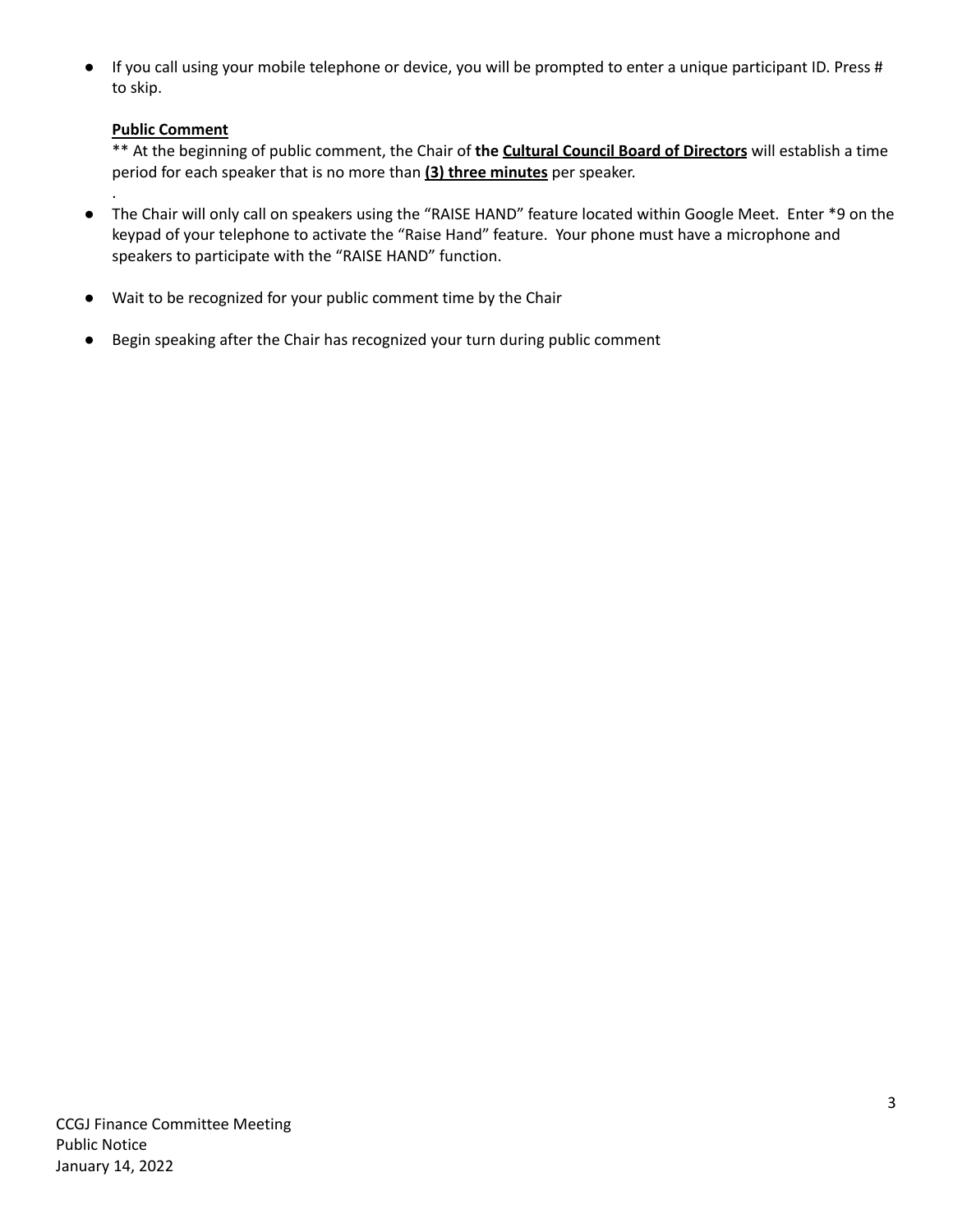- If you call using your mobile telephone or device, you will be prompted to enter a unique participant ID. Press # to skip.

  **Public Comment**

  ** At the beginning of public comment, the Chair of **the Cultural Council Board of Directors** will establish a time period for each speaker that is no more than **(3) three minutes** per speaker.

  .

- The Chair will only call on speakers using the "RAISE HAND" feature located within Google Meet. Enter *9 on the keypad of your telephone to activate the "Raise Hand" feature. Your phone must have a microphone and speakers to participate with the "RAISE HAND" function.

- Wait to be recognized for your public comment time by the Chair

- Begin speaking after the Chair has recognized your turn during public comment